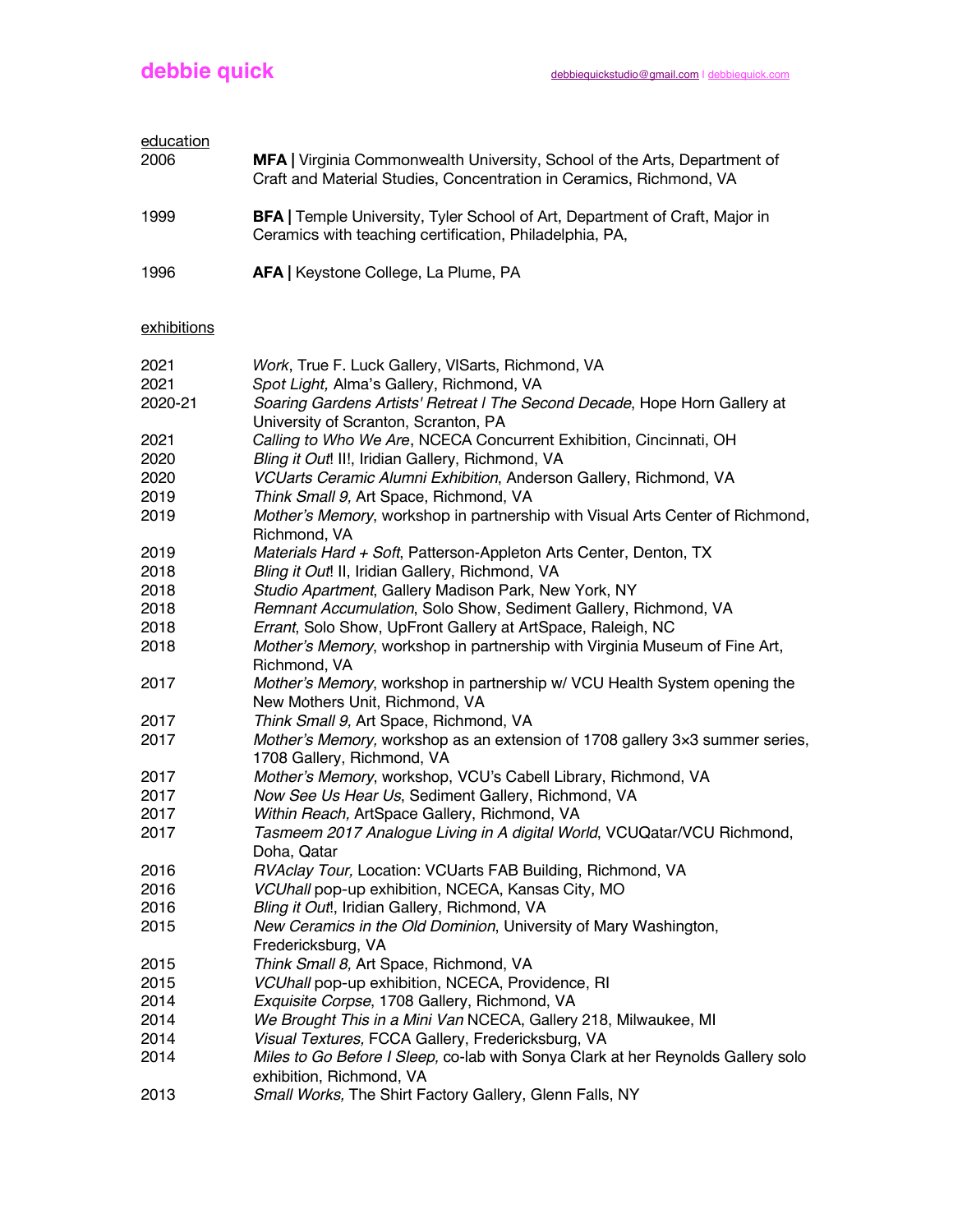# debbie quick

debbiequickstudio@gmail.com | debbiequick.com

## education

| | |
|---|---|
| 2006 | **MFA \|** Virginia Commonwealth University, School of the Arts, Department of Craft and Material Studies, Concentration in Ceramics, Richmond, VA |
| 1999 | **BFA \|** Temple University, Tyler School of Art, Department of Craft, Major in Ceramics with teaching certification, Philadelphia, PA, |
| 1996 | **AFA \|** Keystone College, La Plume, PA |

## exhibitions

| | |
|---|---|
| 2021 | *Work*, True F. Luck Gallery, VISarts, Richmond, VA |
| 2021 | *Spot Light,* Alma's Gallery, Richmond, VA |
| 2020-21 | *Soaring Gardens Artists' Retreat I The Second Decade*, Hope Horn Gallery at University of Scranton, Scranton, PA |
| 2021 | *Calling to Who We Are*, NCECA Concurrent Exhibition, Cincinnati, OH |
| 2020 | *Bling it Out*! II!, Iridian Gallery, Richmond, VA |
| 2020 | *VCUarts Ceramic Alumni Exhibition*, Anderson Gallery, Richmond, VA |
| 2019 | *Think Small 9,* Art Space, Richmond, VA |
| 2019 | *Mother's Memory*, workshop in partnership with Visual Arts Center of Richmond, Richmond, VA |
| 2019 | *Materials Hard + Soft*, Patterson-Appleton Arts Center, Denton, TX |
| 2018 | *Bling it Out*! II, Iridian Gallery, Richmond, VA |
| 2018 | *Studio Apartment*, Gallery Madison Park, New York, NY |
| 2018 | *Remnant Accumulation*, Solo Show, Sediment Gallery, Richmond, VA |
| 2018 | *Errant*, Solo Show, UpFront Gallery at ArtSpace, Raleigh, NC |
| 2018 | *Mother's Memory*, workshop in partnership with Virginia Museum of Fine Art, Richmond, VA |
| 2017 | *Mother's Memory*, workshop in partnership w/ VCU Health System opening the New Mothers Unit, Richmond, VA |
| 2017 | *Think Small 9,* Art Space, Richmond, VA |
| 2017 | *Mother's Memory,* workshop as an extension of 1708 gallery 3×3 summer series, 1708 Gallery, Richmond, VA |
| 2017 | *Mother's Memory*, workshop, VCU's Cabell Library, Richmond, VA |
| 2017 | *Now See Us Hear Us*, Sediment Gallery, Richmond, VA |
| 2017 | *Within Reach,* ArtSpace Gallery, Richmond, VA |
| 2017 | *Tasmeem 2017 Analogue Living in A digital World*, VCUQatar/VCU Richmond, Doha, Qatar |
| 2016 | *RVAclay Tour,* Location: VCUarts FAB Building, Richmond, VA |
| 2016 | *VCUhall* pop-up exhibition, NCECA, Kansas City, MO |
| 2016 | *Bling it Out*!, Iridian Gallery, Richmond, VA |
| 2015 | *New Ceramics in the Old Dominion*, University of Mary Washington, Fredericksburg, VA |
| 2015 | *Think Small 8,* Art Space, Richmond, VA |
| 2015 | *VCUhall* pop-up exhibition, NCECA, Providence, RI |
| 2014 | *Exquisite Corpse*, 1708 Gallery, Richmond, VA |
| 2014 | *We Brought This in a Mini Van* NCECA, Gallery 218, Milwaukee, MI |
| 2014 | *Visual Textures,* FCCA Gallery, Fredericksburg, VA |
| 2014 | *Miles to Go Before I Sleep,* co-lab with Sonya Clark at her Reynolds Gallery solo exhibition, Richmond, VA |
| 2013 | *Small Works,* The Shirt Factory Gallery, Glenn Falls, NY |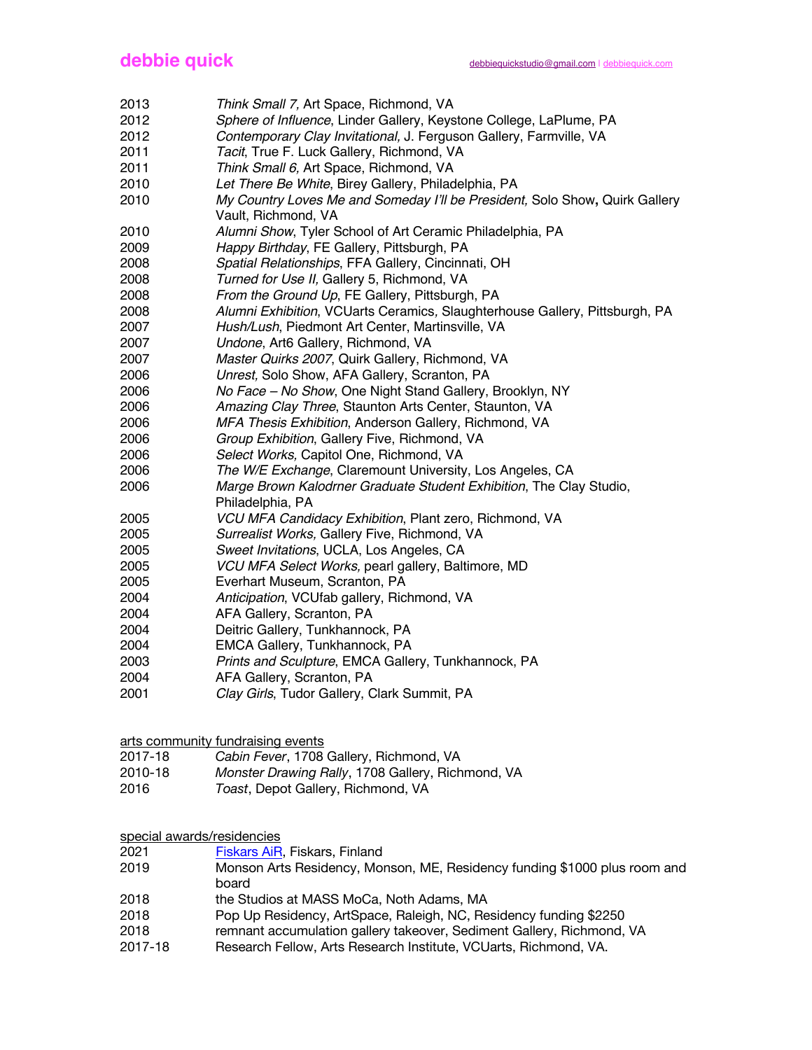2013 *Think Small 7,* Art Space, Richmond, VA
2012 *Sphere of Influence*, Linder Gallery, Keystone College, LaPlume, PA
2012 *Contemporary Clay Invitational,* J. Ferguson Gallery, Farmville, VA
2011 *Tacit*, True F. Luck Gallery, Richmond, VA
2011 *Think Small 6,* Art Space, Richmond, VA
2010 *Let There Be White*, Birey Gallery, Philadelphia, PA
2010 *My Country Loves Me and Someday I'll be President,* Solo Show**,** Quirk Gallery Vault, Richmond, VA
2010 *Alumni Show*, Tyler School of Art Ceramic Philadelphia, PA
2009 *Happy Birthday*, FE Gallery, Pittsburgh, PA
2008 *Spatial Relationships*, FFA Gallery, Cincinnati, OH
2008 *Turned for Use II,* Gallery 5, Richmond, VA
2008 *From the Ground Up*, FE Gallery, Pittsburgh, PA
2008 *Alumni Exhibition*, VCUarts Ceramics*,* Slaughterhouse Gallery, Pittsburgh, PA
2007 *Hush/Lush*, Piedmont Art Center, Martinsville, VA
2007 *Undone*, Art6 Gallery, Richmond, VA
2007 *Master Quirks 2007*, Quirk Gallery, Richmond, VA
2006 *Unrest,* Solo Show, AFA Gallery, Scranton, PA
2006 *No Face – No Show*, One Night Stand Gallery, Brooklyn, NY
2006 *Amazing Clay Three*, Staunton Arts Center, Staunton, VA
2006 *MFA Thesis Exhibition*, Anderson Gallery, Richmond, VA
2006 *Group Exhibition*, Gallery Five, Richmond, VA
2006 *Select Works,* Capitol One, Richmond, VA
2006 *The W/E Exchange*, Claremount University, Los Angeles, CA
2006 *Marge Brown Kalodrner Graduate Student Exhibition*, The Clay Studio, Philadelphia, PA
2005 *VCU MFA Candidacy Exhibition*, Plant zero, Richmond, VA
2005 *Surrealist Works,* Gallery Five, Richmond, VA
2005 *Sweet Invitations*, UCLA, Los Angeles, CA
2005 *VCU MFA Select Works,* pearl gallery, Baltimore, MD
2005 Everhart Museum, Scranton, PA
2004 *Anticipation*, VCUfab gallery, Richmond, VA
2004 AFA Gallery, Scranton, PA
2004 Deitric Gallery, Tunkhannock, PA
2004 EMCA Gallery, Tunkhannock, PA
2003 *Prints and Sculpture*, EMCA Gallery, Tunkhannock, PA
2004 AFA Gallery, Scranton, PA
2001 *Clay Girls*, Tudor Gallery, Clark Summit, PA

<u>arts community fundraising events</u>

2017-18 *Cabin Fever*, 1708 Gallery, Richmond, VA
2010-18 *Monster Drawing Rally*, 1708 Gallery, Richmond, VA
2016 *Toast*, Depot Gallery, Richmond, VA

<u>special awards/residencies</u>

2021 Fiskars AiR, Fiskars, Finland
2019 Monson Arts Residency, Monson, ME, Residency funding $1000 plus room and board
2018 the Studios at MASS MoCa, Noth Adams, MA
2018 Pop Up Residency, ArtSpace, Raleigh, NC, Residency funding $2250
2018 remnant accumulation gallery takeover, Sediment Gallery, Richmond, VA
2017-18 Research Fellow, Arts Research Institute, VCUarts, Richmond, VA.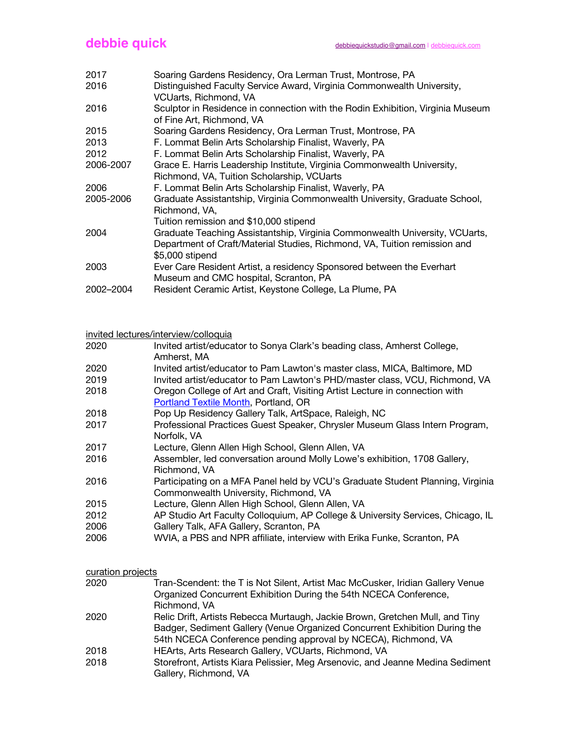| | |
|---|---|
| 2017 | Soaring Gardens Residency, Ora Lerman Trust, Montrose, PA |
| 2016 | Distinguished Faculty Service Award, Virginia Commonwealth University, VCUarts, Richmond, VA |
| 2016 | Sculptor in Residence in connection with the Rodin Exhibition, Virginia Museum of Fine Art, Richmond, VA |
| 2015 | Soaring Gardens Residency, Ora Lerman Trust, Montrose, PA |
| 2013 | F. Lommat Belin Arts Scholarship Finalist, Waverly, PA |
| 2012 | F. Lommat Belin Arts Scholarship Finalist, Waverly, PA |
| 2006-2007 | Grace E. Harris Leadership Institute, Virginia Commonwealth University, Richmond, VA, Tuition Scholarship, VCUarts |
| 2006 | F. Lommat Belin Arts Scholarship Finalist, Waverly, PA |
| 2005-2006 | Graduate Assistantship, Virginia Commonwealth University, Graduate School, Richmond, VA, Tuition remission and $10,000 stipend |
| 2004 | Graduate Teaching Assistantship, Virginia Commonwealth University, VCUarts, Department of Craft/Material Studies, Richmond, VA, Tuition remission and $5,000 stipend |
| 2003 | Ever Care Resident Artist, a residency Sponsored between the Everhart Museum and CMC hospital, Scranton, PA |
| 2002–2004 | Resident Ceramic Artist, Keystone College, La Plume, PA |

## invited lectures/interview/colloquia

| | |
|---|---|
| 2020 | Invited artist/educator to Sonya Clark's beading class, Amherst College, Amherst, MA |
| 2020 | Invited artist/educator to Pam Lawton's master class, MICA, Baltimore, MD |
| 2019 | Invited artist/educator to Pam Lawton's PHD/master class, VCU, Richmond, VA |
| 2018 | Oregon College of Art and Craft, Visiting Artist Lecture in connection with Portland Textile Month, Portland, OR |
| 2018 | Pop Up Residency Gallery Talk, ArtSpace, Raleigh, NC |
| 2017 | Professional Practices Guest Speaker, Chrysler Museum Glass Intern Program, Norfolk, VA |
| 2017 | Lecture, Glenn Allen High School, Glenn Allen, VA |
| 2016 | Assembler, led conversation around Molly Lowe's exhibition, 1708 Gallery, Richmond, VA |
| 2016 | Participating on a MFA Panel held by VCU's Graduate Student Planning, Virginia Commonwealth University, Richmond, VA |
| 2015 | Lecture, Glenn Allen High School, Glenn Allen, VA |
| 2012 | AP Studio Art Faculty Colloquium, AP College & University Services, Chicago, IL |
| 2006 | Gallery Talk, AFA Gallery, Scranton, PA |
| 2006 | WVIA, a PBS and NPR affiliate, interview with Erika Funke, Scranton, PA |

## curation projects

| | |
|---|---|
| 2020 | Tran-Scendent: the T is Not Silent, Artist Mac McCusker, Iridian Gallery Venue Organized Concurrent Exhibition During the 54th NCECA Conference, Richmond, VA |
| 2020 | Relic Drift, Artists Rebecca Murtaugh, Jackie Brown, Gretchen Mull, and Tiny Badger, Sediment Gallery (Venue Organized Concurrent Exhibition During the 54th NCECA Conference pending approval by NCECA), Richmond, VA |
| 2018 | HEArts, Arts Research Gallery, VCUarts, Richmond, VA |
| 2018 | Storefront, Artists Kiara Pelissier, Meg Arsenovic, and Jeanne Medina Sediment Gallery, Richmond, VA |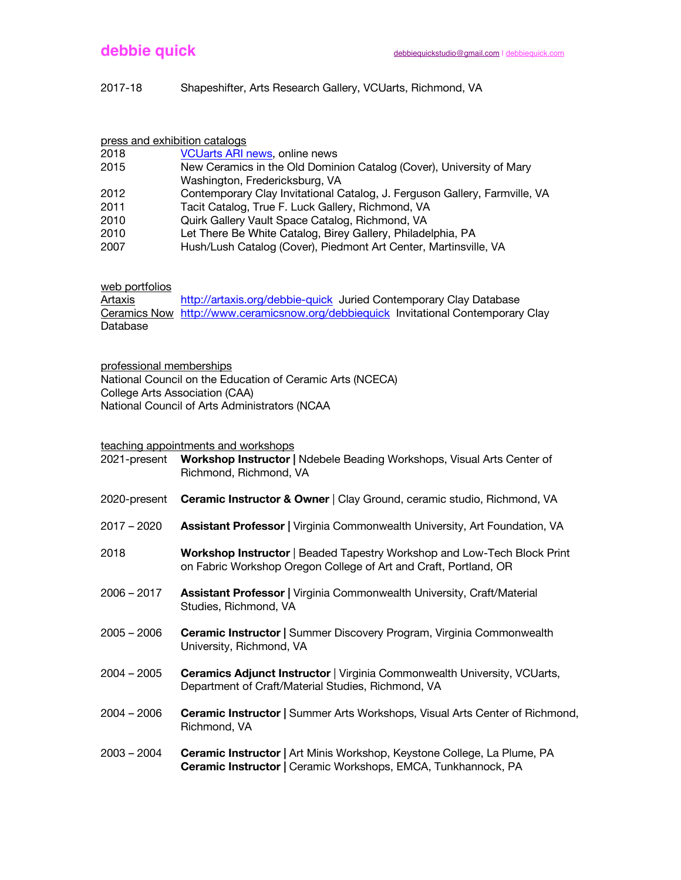2017-18 Shapeshifter, Arts Research Gallery, VCUarts, Richmond, VA

## press and exhibition catalogs

2018 VCUarts ARI news, online news
2015 New Ceramics in the Old Dominion Catalog (Cover), University of Mary Washington, Fredericksburg, VA
2012 Contemporary Clay Invitational Catalog, J. Ferguson Gallery, Farmville, VA
2011 Tacit Catalog, True F. Luck Gallery, Richmond, VA
2010 Quirk Gallery Vault Space Catalog, Richmond, VA
2010 Let There Be White Catalog, Birey Gallery, Philadelphia, PA
2007 Hush/Lush Catalog (Cover), Piedmont Art Center, Martinsville, VA

## web portfolios

Artaxis http://artaxis.org/debbie-quick Juried Contemporary Clay Database
Ceramics Now http://www.ceramicsnow.org/debbiequick Invitational Contemporary Clay Database

## professional memberships

National Council on the Education of Ceramic Arts (NCECA)
College Arts Association (CAA)
National Council of Arts Administrators (NCAA

## teaching appointments and workshops

2021-present **Workshop Instructor |** Ndebele Beading Workshops, Visual Arts Center of Richmond, Richmond, VA

2020-present **Ceramic Instructor & Owner** | Clay Ground, ceramic studio, Richmond, VA

2017 – 2020 **Assistant Professor |** Virginia Commonwealth University, Art Foundation, VA

2018 **Workshop Instructor** | Beaded Tapestry Workshop and Low-Tech Block Print on Fabric Workshop Oregon College of Art and Craft, Portland, OR

2006 – 2017 **Assistant Professor |** Virginia Commonwealth University, Craft/Material Studies, Richmond, VA

2005 – 2006 **Ceramic Instructor |** Summer Discovery Program, Virginia Commonwealth University, Richmond, VA

2004 – 2005 **Ceramics Adjunct Instructor** | Virginia Commonwealth University, VCUarts, Department of Craft/Material Studies, Richmond, VA

2004 – 2006 **Ceramic Instructor |** Summer Arts Workshops, Visual Arts Center of Richmond, Richmond, VA

2003 – 2004 **Ceramic Instructor |** Art Minis Workshop, Keystone College, La Plume, PA
**Ceramic Instructor |** Ceramic Workshops, EMCA, Tunkhannock, PA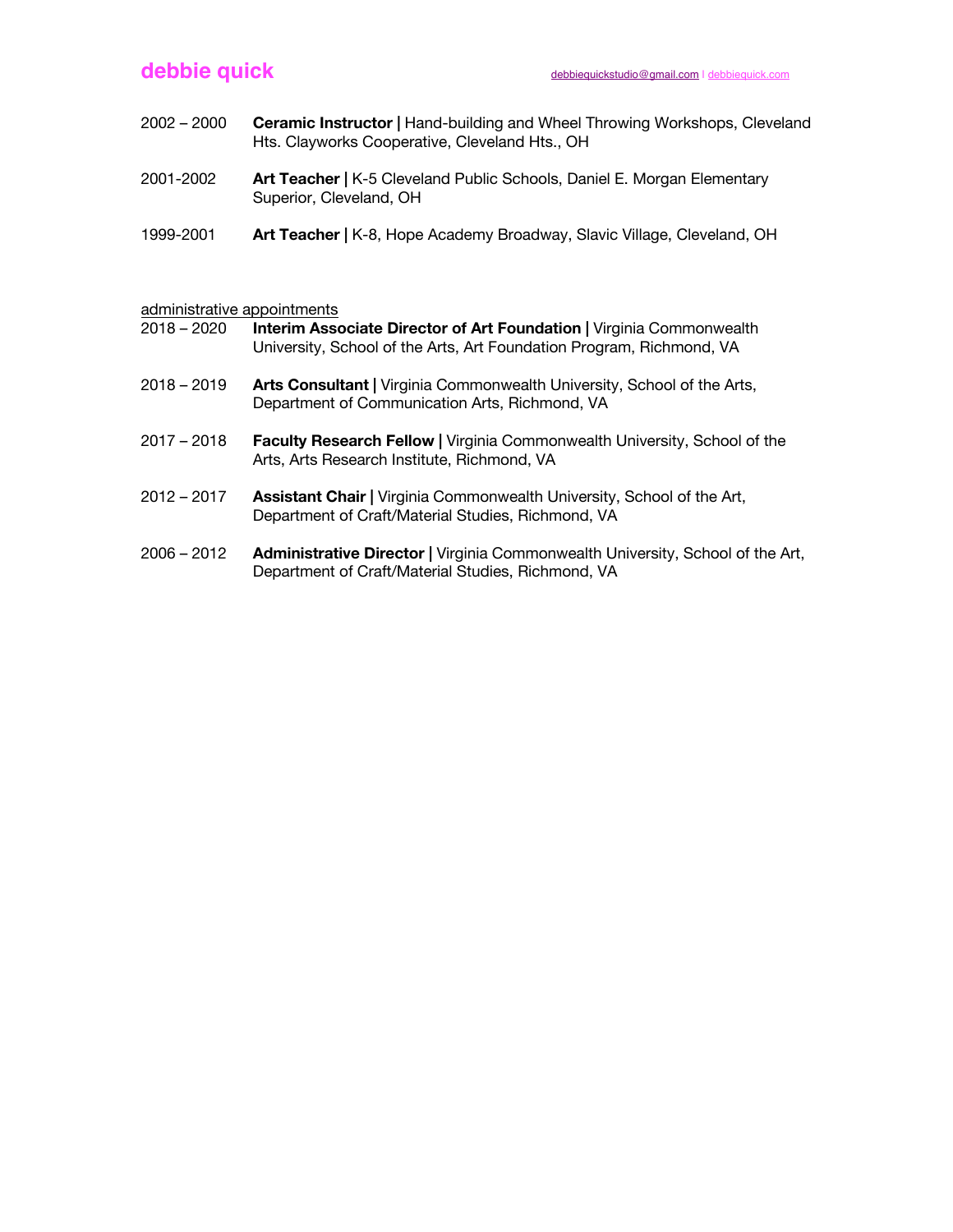2002 – 2000 **Ceramic Instructor |** Hand-building and Wheel Throwing Workshops, Cleveland Hts. Clayworks Cooperative, Cleveland Hts., OH

2001-2002 **Art Teacher |** K-5 Cleveland Public Schools, Daniel E. Morgan Elementary Superior, Cleveland, OH

1999-2001 **Art Teacher |** K-8, Hope Academy Broadway, Slavic Village, Cleveland, OH

administrative appointments

2018 – 2020 **Interim Associate Director of Art Foundation |** Virginia Commonwealth University, School of the Arts, Art Foundation Program, Richmond, VA

2018 – 2019 **Arts Consultant |** Virginia Commonwealth University, School of the Arts, Department of Communication Arts, Richmond, VA

2017 – 2018 **Faculty Research Fellow |** Virginia Commonwealth University, School of the Arts, Arts Research Institute, Richmond, VA

2012 – 2017 **Assistant Chair |** Virginia Commonwealth University, School of the Art, Department of Craft/Material Studies, Richmond, VA

2006 – 2012 **Administrative Director |** Virginia Commonwealth University, School of the Art, Department of Craft/Material Studies, Richmond, VA